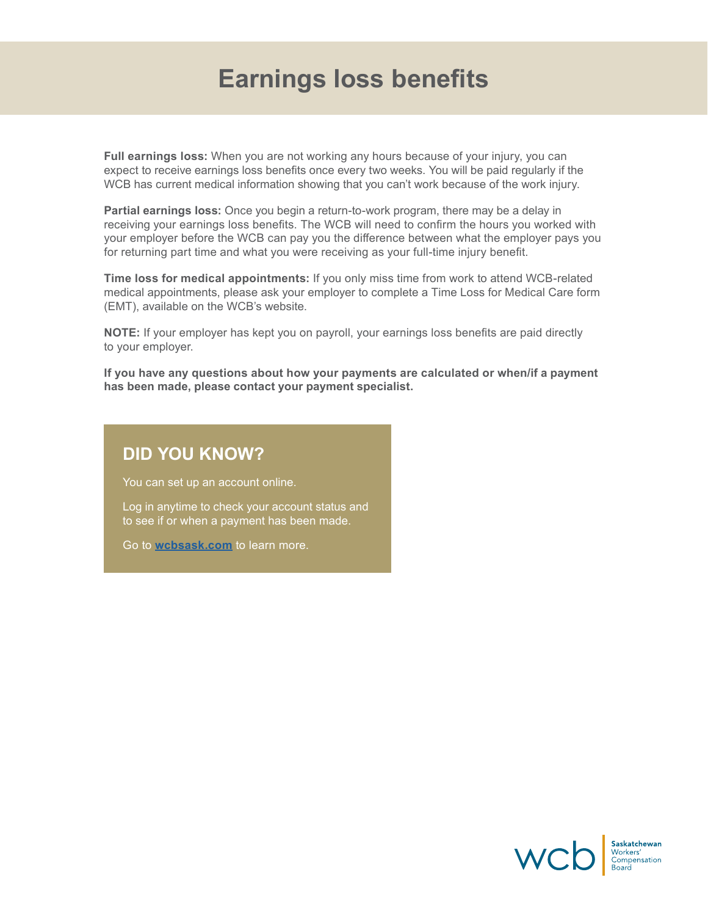# Earnings loss benefits

**Full earnings loss:** When you are not working any hours because of your injury, you can expect to receive earnings loss benefits once every two weeks. You will be paid regularly if the WCB has current medical information showing that you can't work because of the work injury.

**Partial earnings loss:** Once you begin a return-to-work program, there may be a delay in receiving your earnings loss benefits. The WCB will need to confirm the hours you worked with your employer before the WCB can pay you the difference between what the employer pays you for returning part time and what you were receiving as your full-time injury benefit.

**Time loss for medical appointments:** If you only miss time from work to attend WCB-related medical appointments, please ask your employer to complete a Time Loss for Medical Care form (EMT), available on the WCB's website.

**NOTE:** If your employer has kept you on payroll, your earnings loss benefits are paid directly to your employer.

**If you have any questions about how your payments are calculated or when/if a payment has been made, please contact your payment specialist.**

## DID YOU KNOW?

You can set up an account online.

Log in anytime to check your account status and to see if or when a payment has been made.

Go to **wcbsask.com** to learn more.

wcb Saskatchewan Workers' Compensation Board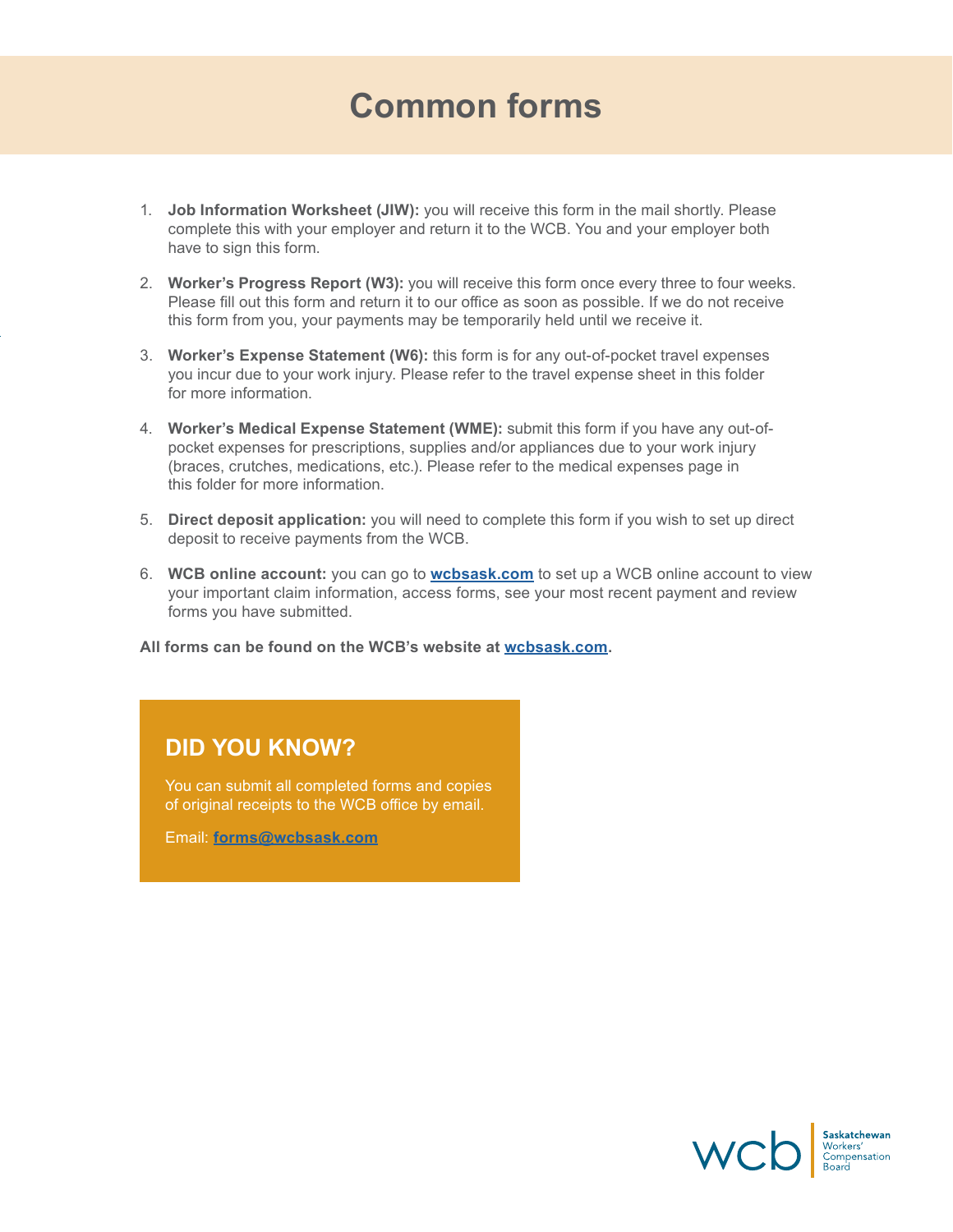# Common forms

1. **Job Information Worksheet (JIW):** you will receive this form in the mail shortly. Please complete this with your employer and return it to the WCB. You and your employer both have to sign this form.

2. **Worker's Progress Report (W3):** you will receive this form once every three to four weeks. Please fill out this form and return it to our office as soon as possible. If we do not receive this form from you, your payments may be temporarily held until we receive it.

3. **Worker's Expense Statement (W6):** this form is for any out-of-pocket travel expenses you incur due to your work injury. Please refer to the travel expense sheet in this folder for more information.

4. **Worker's Medical Expense Statement (WME):** submit this form if you have any out-of-pocket expenses for prescriptions, supplies and/or appliances due to your work injury (braces, crutches, medications, etc.). Please refer to the medical expenses page in this folder for more information.

5. **Direct deposit application:** you will need to complete this form if you wish to set up direct deposit to receive payments from the WCB.

6. **WCB online account:** you can go to **wcbsask.com** to set up a WCB online account to view your important claim information, access forms, see your most recent payment and review forms you have submitted.

**All forms can be found on the WCB's website at wcbsask.com.**

## DID YOU KNOW?

You can submit all completed forms and copies of original receipts to the WCB office by email.

Email: **forms@wcbsask.com**

wcb Saskatchewan Workers' Compensation Board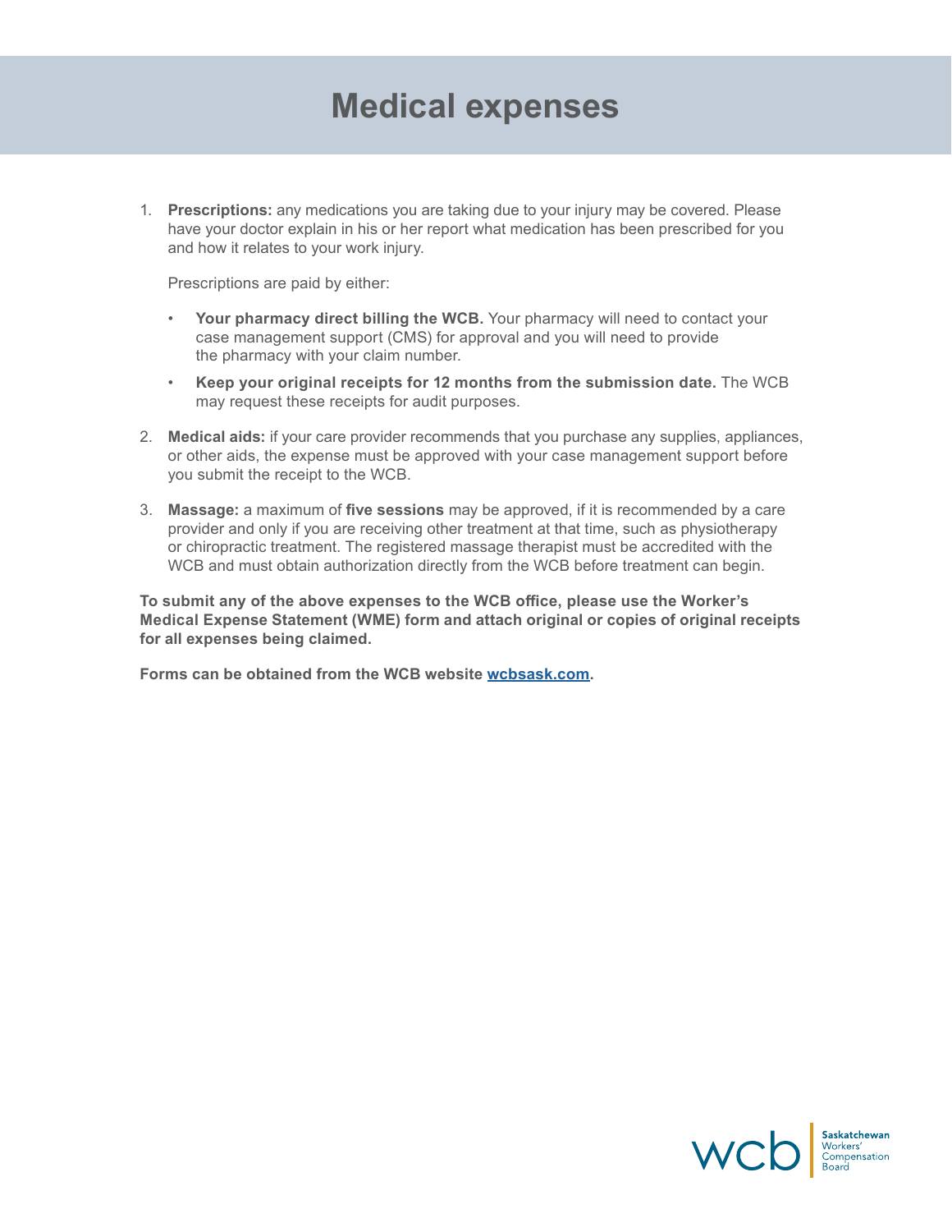# Medical expenses

1. **Prescriptions:** any medications you are taking due to your injury may be covered. Please have your doctor explain in his or her report what medication has been prescribed for you and how it relates to your work injury.

   Prescriptions are paid by either:

   - **Your pharmacy direct billing the WCB.** Your pharmacy will need to contact your case management support (CMS) for approval and you will need to provide the pharmacy with your claim number.
   - **Keep your original receipts for 12 months from the submission date.** The WCB may request these receipts for audit purposes.

2. **Medical aids:** if your care provider recommends that you purchase any supplies, appliances, or other aids, the expense must be approved with your case management support before you submit the receipt to the WCB.

3. **Massage:** a maximum of **five sessions** may be approved, if it is recommended by a care provider and only if you are receiving other treatment at that time, such as physiotherapy or chiropractic treatment. The registered massage therapist must be accredited with the WCB and must obtain authorization directly from the WCB before treatment can begin.

**To submit any of the above expenses to the WCB office, please use the Worker's Medical Expense Statement (WME) form and attach original or copies of original receipts for all expenses being claimed.**

**Forms can be obtained from the WCB website [wcbsask.com](wcbsask.com).**

wcb Saskatchewan Workers' Compensation Board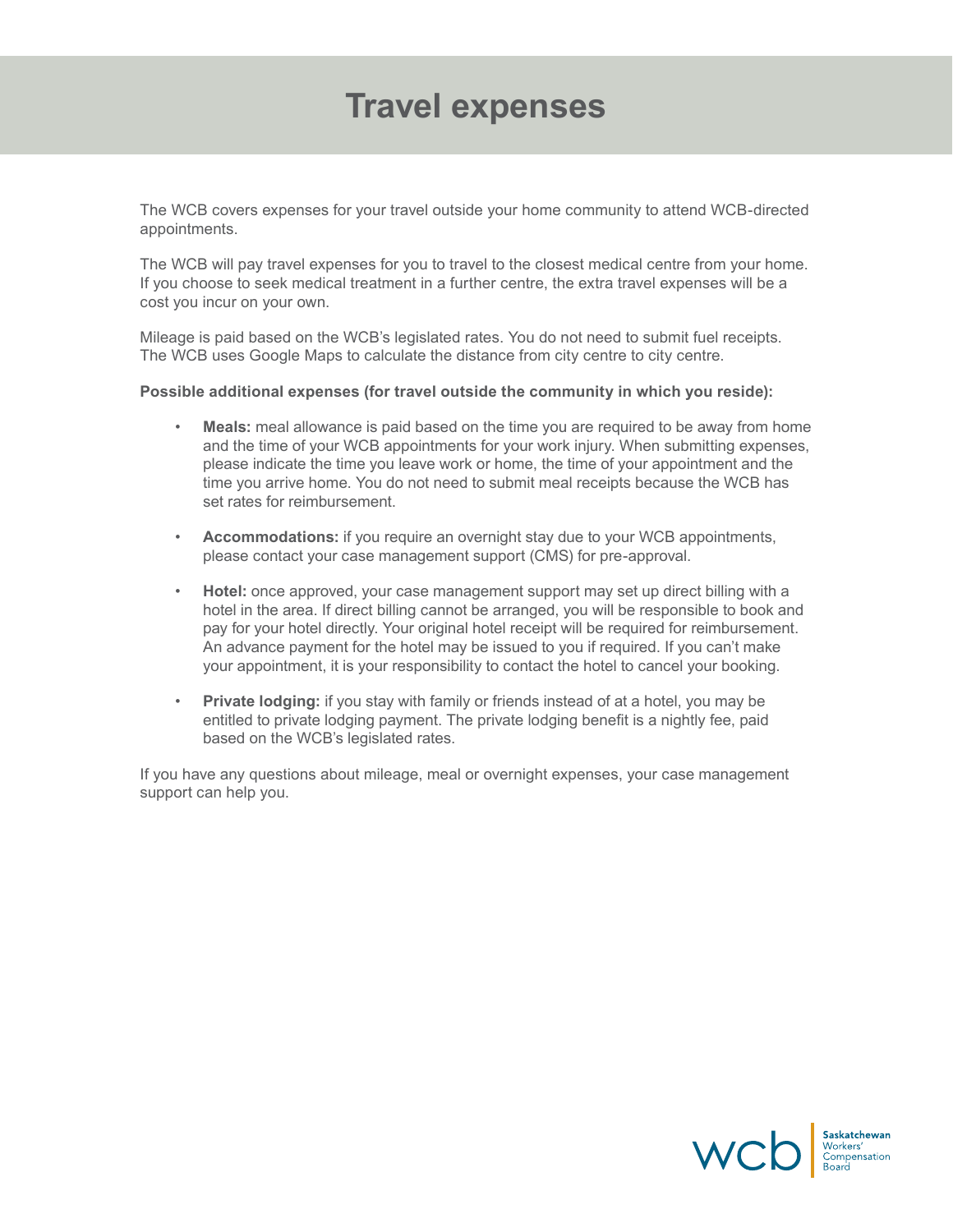# Travel expenses

The WCB covers expenses for your travel outside your home community to attend WCB-directed appointments.

The WCB will pay travel expenses for you to travel to the closest medical centre from your home. If you choose to seek medical treatment in a further centre, the extra travel expenses will be a cost you incur on your own.

Mileage is paid based on the WCB's legislated rates. You do not need to submit fuel receipts. The WCB uses Google Maps to calculate the distance from city centre to city centre.

**Possible additional expenses (for travel outside the community in which you reside):**

- **Meals:** meal allowance is paid based on the time you are required to be away from home and the time of your WCB appointments for your work injury. When submitting expenses, please indicate the time you leave work or home, the time of your appointment and the time you arrive home. You do not need to submit meal receipts because the WCB has set rates for reimbursement.
- **Accommodations:** if you require an overnight stay due to your WCB appointments, please contact your case management support (CMS) for pre-approval.
- **Hotel:** once approved, your case management support may set up direct billing with a hotel in the area. If direct billing cannot be arranged, you will be responsible to book and pay for your hotel directly. Your original hotel receipt will be required for reimbursement. An advance payment for the hotel may be issued to you if required. If you can't make your appointment, it is your responsibility to contact the hotel to cancel your booking.
- **Private lodging:** if you stay with family or friends instead of at a hotel, you may be entitled to private lodging payment. The private lodging benefit is a nightly fee, paid based on the WCB's legislated rates.

If you have any questions about mileage, meal or overnight expenses, your case management support can help you.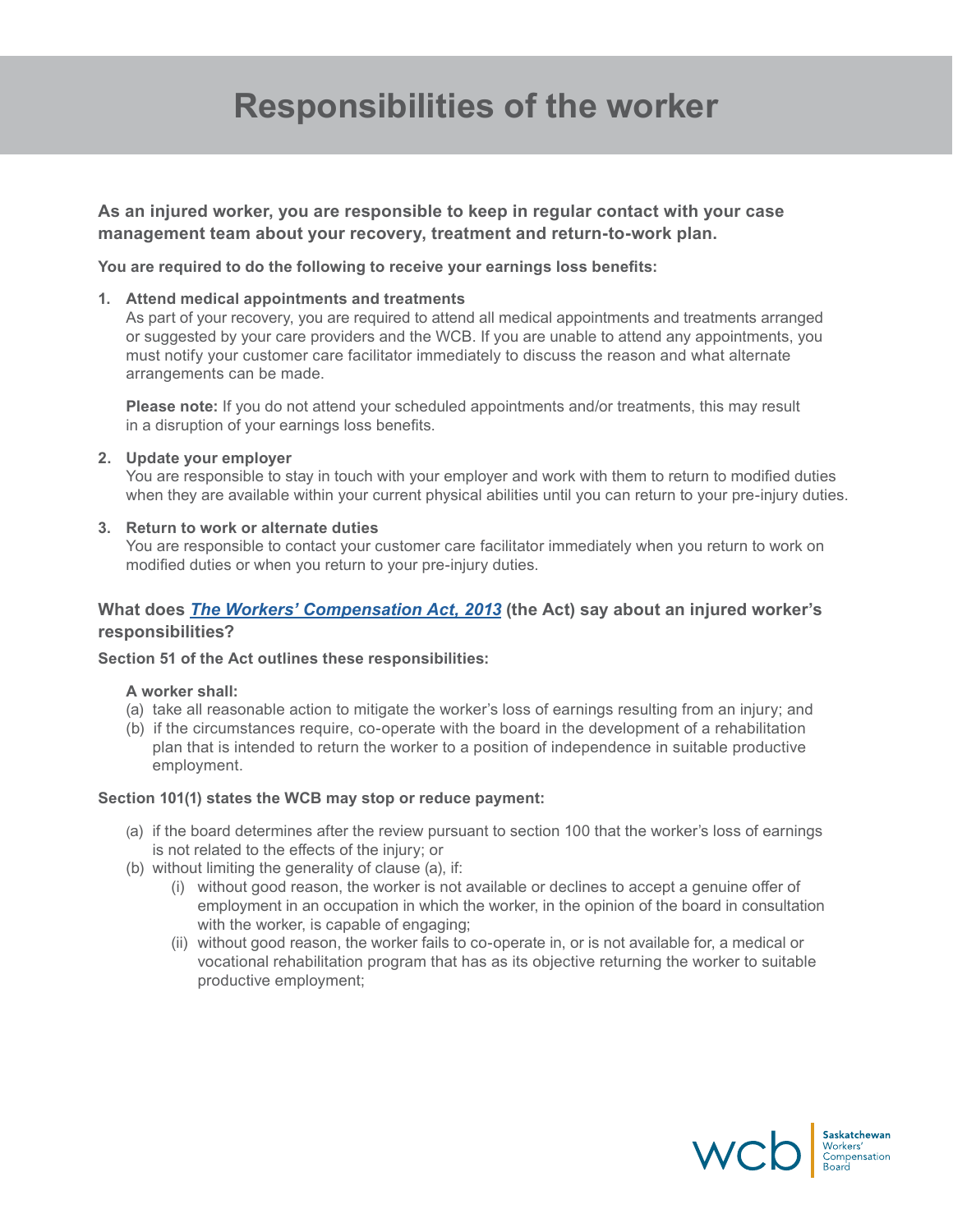# Responsibilities of the worker

**As an injured worker, you are responsible to keep in regular contact with your case management team about your recovery, treatment and return-to-work plan.**

**You are required to do the following to receive your earnings loss benefits:**

1. **Attend medical appointments and treatments**
   As part of your recovery, you are required to attend all medical appointments and treatments arranged or suggested by your care providers and the WCB. If you are unable to attend any appointments, you must notify your customer care facilitator immediately to discuss the reason and what alternate arrangements can be made.

   **Please note:** If you do not attend your scheduled appointments and/or treatments, this may result in a disruption of your earnings loss benefits.

2. **Update your employer**
   You are responsible to stay in touch with your employer and work with them to return to modified duties when they are available within your current physical abilities until you can return to your pre-injury duties.

3. **Return to work or alternate duties**
   You are responsible to contact your customer care facilitator immediately when you return to work on modified duties or when you return to your pre-injury duties.

### What does *The Workers' Compensation Act, 2013* (the Act) say about an injured worker's responsibilities?

**Section 51 of the Act outlines these responsibilities:**

**A worker shall:**

(a) take all reasonable action to mitigate the worker's loss of earnings resulting from an injury; and

(b) if the circumstances require, co-operate with the board in the development of a rehabilitation plan that is intended to return the worker to a position of independence in suitable productive employment.

**Section 101(1) states the WCB may stop or reduce payment:**

(a) if the board determines after the review pursuant to section 100 that the worker's loss of earnings is not related to the effects of the injury; or

(b) without limiting the generality of clause (a), if:

- (i) without good reason, the worker is not available or declines to accept a genuine offer of employment in an occupation in which the worker, in the opinion of the board in consultation with the worker, is capable of engaging;
- (ii) without good reason, the worker fails to co-operate in, or is not available for, a medical or vocational rehabilitation program that has as its objective returning the worker to suitable productive employment;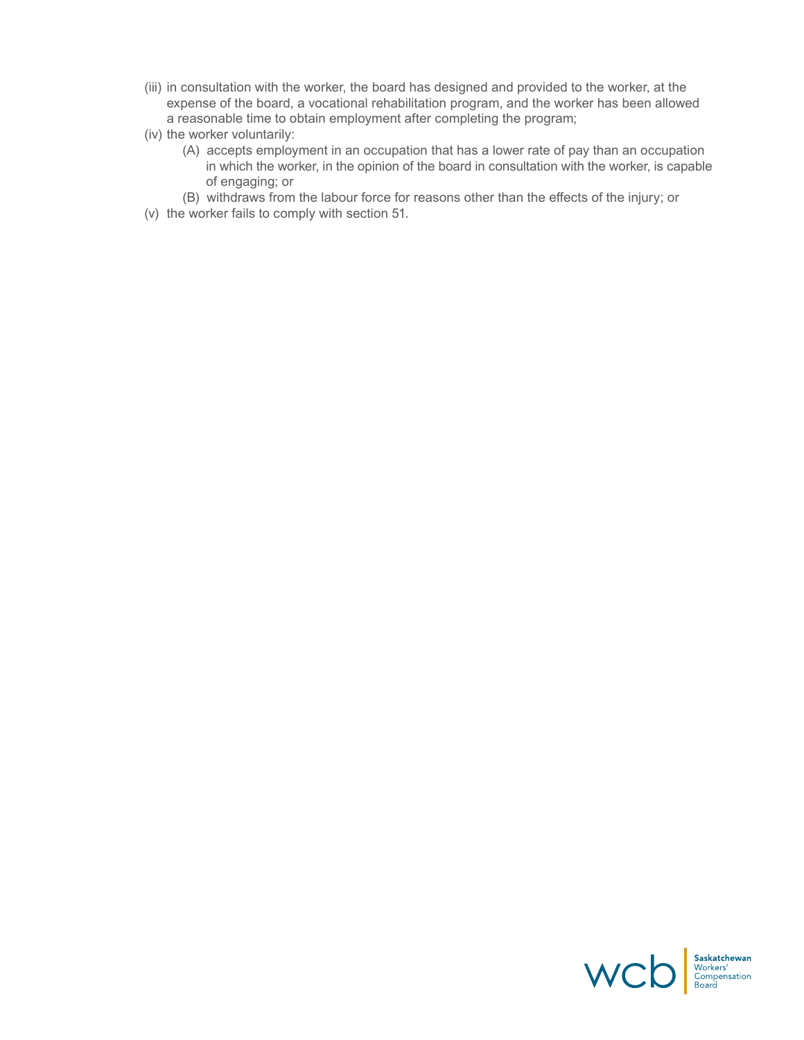(iii) in consultation with the worker, the board has designed and provided to the worker, at the expense of the board, a vocational rehabilitation program, and the worker has been allowed a reasonable time to obtain employment after completing the program;

(iv) the worker voluntarily:

  (A) accepts employment in an occupation that has a lower rate of pay than an occupation in which the worker, in the opinion of the board in consultation with the worker, is capable of engaging; or

  (B) withdraws from the labour force for reasons other than the effects of the injury; or

(v) the worker fails to comply with section 51.